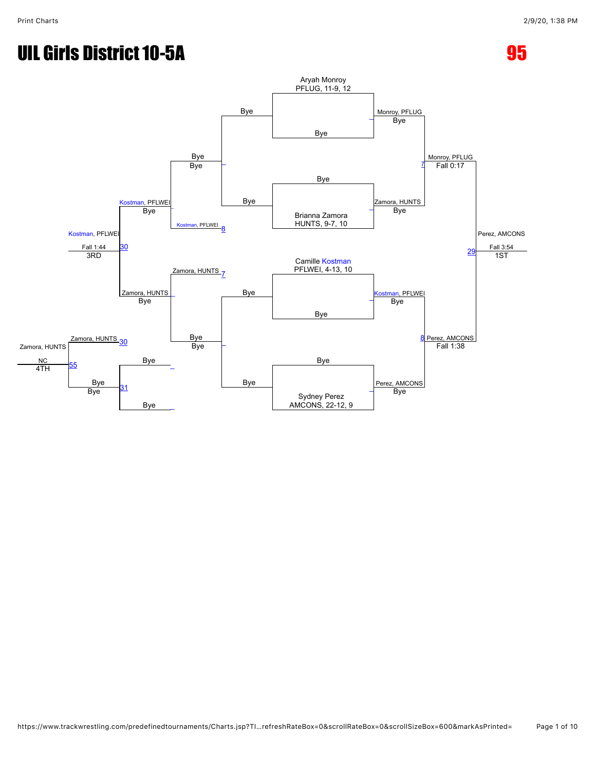# UIL Girls District 10-5A

# 95

## Championship Bracket

**First Round**

- Aryah Monroy, PFLUG, 11-9, 12 vs Bye
- Bye vs Brianna Zamora, HUNTS, 9-7, 10
- Camille Kostman, PFLWEI, 4-13, 10 vs Bye
- Bye vs Sydney Perez, AMCONS, 22-12, 9

**Semifinals**

- Monroy, PFLUG (Bye) vs Zamora, HUNTS (Bye) — 7 — Monroy, PFLUG, Fall 0:17
- Kostman, PFLWEI (Bye) vs Perez, AMCONS (Bye) — 8 — Perez, AMCONS, Fall 1:38

**Final**

- 29 — Perez, AMCONS, Fall 3:54 — 1ST

## Consolation Bracket

- Bye vs Bye — Bye
- Bye vs Kostman, PFLWEI — 8 — Kostman, PFLWEI, Bye
- Zamora, HUNTS — 7 vs Bye — Bye
- Bye vs Bye — Bye
- 30 — Kostman, PFLWEI vs Zamora, HUNTS — Kostman, PFLWEI, Fall 1:44 — 3RD
- 30 — Zamora, HUNTS vs 31 — Bye (Bye)
- 55 — Zamora, HUNTS, NC — 4TH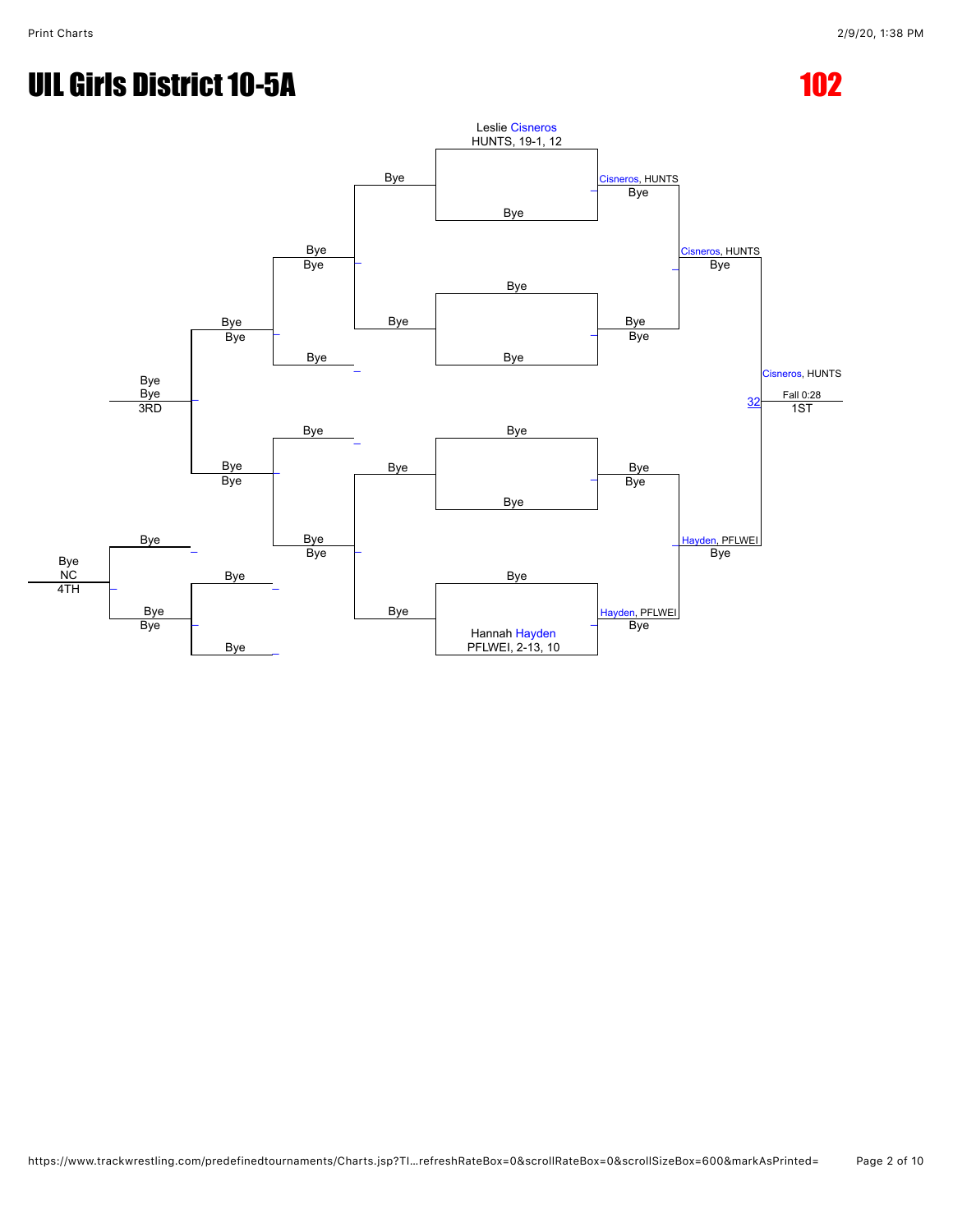# UIL Girls District 10-5A

# 102

**Championship Bracket**

- Leslie Cisneros, HUNTS, 19-1, 12 vs Bye → Cisneros, HUNTS
- Bye vs Bye → Bye
- Cisneros, HUNTS vs Bye → Cisneros, HUNTS
- Bye vs Bye → Bye
- Bye vs Hannah Hayden, PFLWEI, 2-13, 10 → Hayden, PFLWEI
- Bye vs Hayden, PFLWEI → Hayden, PFLWEI
- Final: Cisneros, HUNTS vs Hayden, PFLWEI → Cisneros, HUNTS (Fall 0:28) — 1ST (match 32)

**Consolation Bracket**

- Bye vs Bye → Bye
- Bye vs Bye → Bye
- Bye vs Bye → Bye
- Bye vs Bye → Bye
- Bye vs Bye → Bye — 3RD
- Bye vs Bye → Bye
- Bye vs Bye → Bye
- 4TH: Bye, NC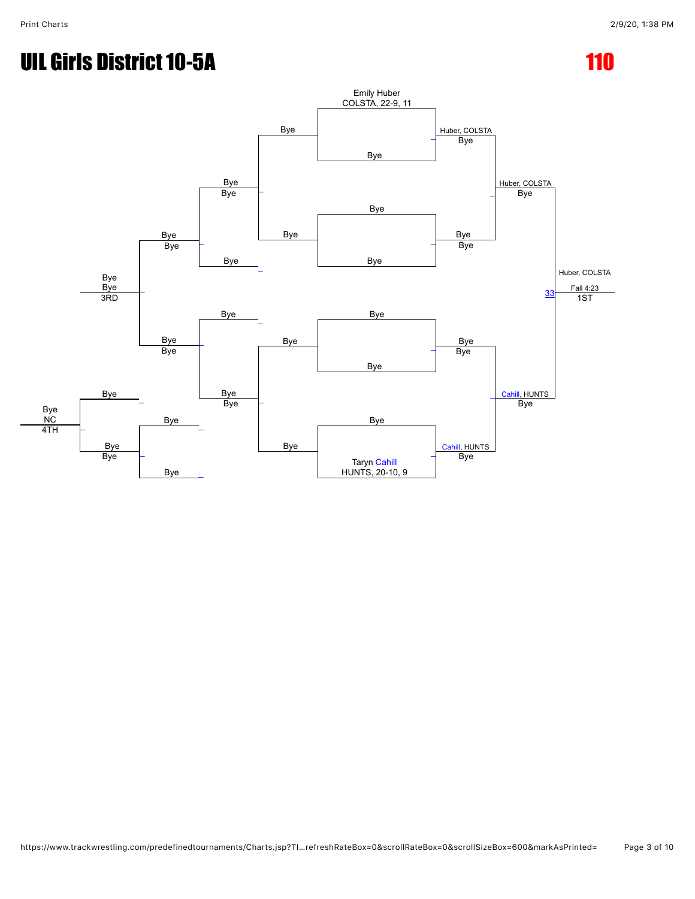# UIL Girls District 10-5A

## 110

Emily Huber
COLSTA, 22-9, 11

Bye

Huber, COLSTA
Bye

Bye

Bye
Bye

Bye

Huber, COLSTA
Bye

Bye
Bye

Bye

Bye

Bye
Bye

Bye

Bye

Bye
Bye
3RD

Huber, COLSTA

33

Fall 4:23
1ST

Bye

Bye

Bye
Bye

Bye

Bye
Bye

Bye

Bye

Bye
Bye

Cahill, HUNTS
Bye

Bye

Bye
NC
4TH

Bye

Bye
Bye

Bye

Bye

Taryn Cahill
HUNTS, 20-10, 9

Cahill, HUNTS
Bye

Bye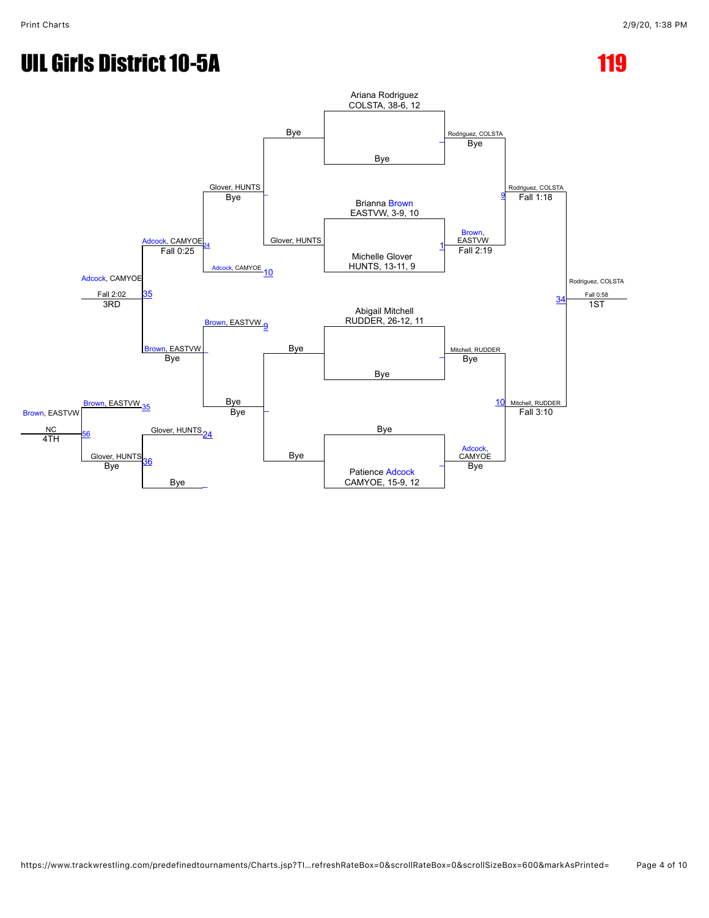# UIL Girls District 10-5A

# 119

## Championship Bracket

**Ariana Rodriguez** COLSTA, 38-6, 12 — Bye
Rodriguez, COLSTA — Bye

**Brianna Brown** EASTVW, 3-9, 10
**Michelle Glover** HUNTS, 13-11, 9
Brown, EASTVW — Fall 2:19 (1)

Rodriguez, COLSTA — Fall 1:18 (9)

**Abigail Mitchell** RUDDER, 26-12, 11 — Bye
Mitchell, RUDDER — Bye

Bye
**Patience Adcock** CAMYOE, 15-9, 12
Adcock, CAMYOE — Bye

Mitchell, RUDDER — Fall 3:10 (10)

Rodriguez, COLSTA — Fall 0:58 (34) — **1ST**

## Consolation Bracket

Bye / Glover, HUNTS → Glover, HUNTS — Bye
Adcock, CAMYOE (10)
Adcock, CAMYOE — Fall 0:25 (24)

Brown, EASTVW (9) / Bye → Brown, EASTVW — Bye
Bye / Bye → Bye — Bye

Adcock, CAMYOE — Fall 2:02 (35) — **3RD**

Brown, EASTVW (35)
Glover, HUNTS (24) / Bye → Glover, HUNTS — Bye (36)

Brown, EASTVW — NC (56) — **4TH**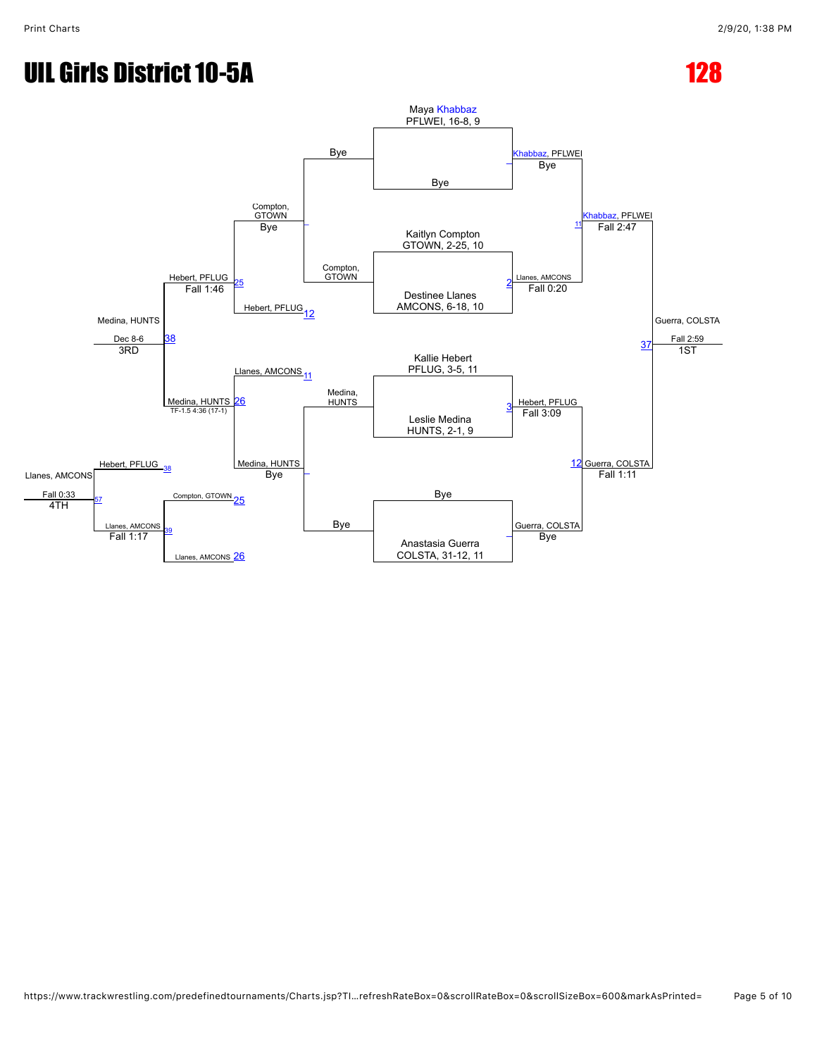# UIL Girls District 10-5A

## 128

### Championship Bracket

**Round 1**

- Maya Khabbaz, PFLWEI, 16-8, 9 vs Bye — Khabbaz, PFLWEI (Bye)
- Kaitlyn Compton, GTOWN, 2-25, 10 vs Destinee Llanes, AMCONS, 6-18, 10 — Llanes, AMCONS (Fall 0:20) [2]
- Kallie Hebert, PFLUG, 3-5, 11 vs Leslie Medina, HUNTS, 2-1, 9 — Hebert, PFLUG (Fall 3:09) [3]
- Bye vs Anastasia Guerra, COLSTA, 31-12, 11 — Guerra, COLSTA (Bye)

**Semifinals**

- Khabbaz, PFLWEI vs Llanes, AMCONS — Khabbaz, PFLWEI (Fall 2:47) [11]
- Hebert, PFLUG vs Guerra, COLSTA — Guerra, COLSTA (Fall 1:11) [12]

**Final**

- Khabbaz, PFLWEI vs Guerra, COLSTA — Guerra, COLSTA (Fall 2:59) [37] — 1ST

### Consolation Bracket

**Consolation Round 1**

- Bye vs Compton, GTOWN — Compton, GTOWN (Bye)
- Medina, HUNTS vs Bye — Medina, HUNTS (Bye)

**Consolation Round 2**

- Compton, GTOWN vs Hebert, PFLUG [12] — Hebert, PFLUG (Fall 1:46) [25]
- Llanes, AMCONS [11] vs Medina, HUNTS — Medina, HUNTS (TF-1.5 4:36 (17-1)) [26]

**3rd Place**

- Hebert, PFLUG vs Medina, HUNTS — Medina, HUNTS (Dec 8-6) [38] — 3RD

**Consolation Semifinal**

- Compton, GTOWN [25] vs Llanes, AMCONS [26] — Llanes, AMCONS (Fall 1:17) [39]

**4th Place**

- Hebert, PFLUG [38] vs Llanes, AMCONS — Llanes, AMCONS (Fall 0:33) [57] — 4TH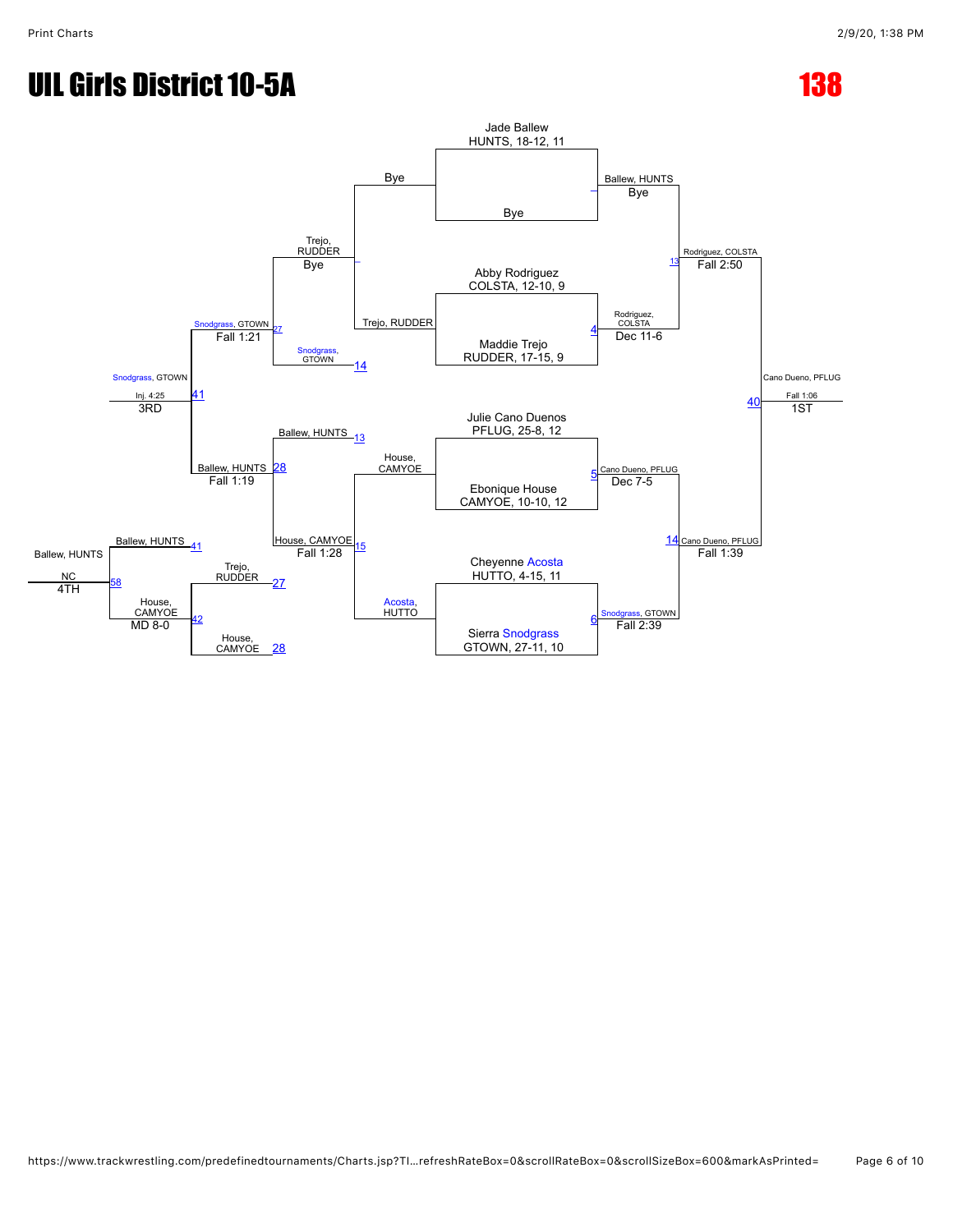# UIL Girls District 10-5A

# 138

## Championship Bracket

**Quarterfinals / Seeds**

- Jade Ballew, HUNTS, 18-12, 11 vs Bye — Ballew, HUNTS (Bye)
- Abby Rodriguez, COLSTA, 12-10, 9 vs Maddie Trejo, RUDDER, 17-15, 9 — Rodriguez, COLSTA (Dec 11-6) [4]
- Julie Cano Duenos, PFLUG, 25-8, 12 vs Ebonique House, CAMYOE, 10-10, 12 — Cano Dueno, PFLUG (Dec 7-5) [5]
- Cheyenne Acosta, HUTTO, 4-15, 11 vs Sierra Snodgrass, GTOWN, 27-11, 10 — Snodgrass, GTOWN (Fall 2:39) [6]

**Semifinals**

- Ballew, HUNTS vs Rodriguez, COLSTA — Rodriguez, COLSTA (Fall 2:50) [13]
- Cano Dueno, PFLUG vs Snodgrass, GTOWN — Cano Dueno, PFLUG (Fall 1:39) [14]

**Final**

- Rodriguez, COLSTA vs Cano Dueno, PFLUG — Cano Dueno, PFLUG (Fall 1:06) [40] — 1ST

## Consolation Bracket

- Bye vs Trejo, RUDDER — Trejo, RUDDER (Bye)
- House, CAMYOE vs Acosta, HUTTO — House, CAMYOE (Fall 1:28) [15]
- Trejo, RUDDER vs Snodgrass, GTOWN [14] — Snodgrass, GTOWN (Fall 1:21) [27]
- Ballew, HUNTS [13] vs House, CAMYOE [15] — Ballew, HUNTS (Fall 1:19) [28]
- Snodgrass, GTOWN vs Ballew, HUNTS — Snodgrass, GTOWN (Inj. 4:25) [41] — 3RD
- Trejo, RUDDER [27] vs House, CAMYOE [28] — House, CAMYOE (MD 8-0) [42]
- Ballew, HUNTS [41] vs House, CAMYOE [42] — Ballew, HUNTS (NC) [58] — 4TH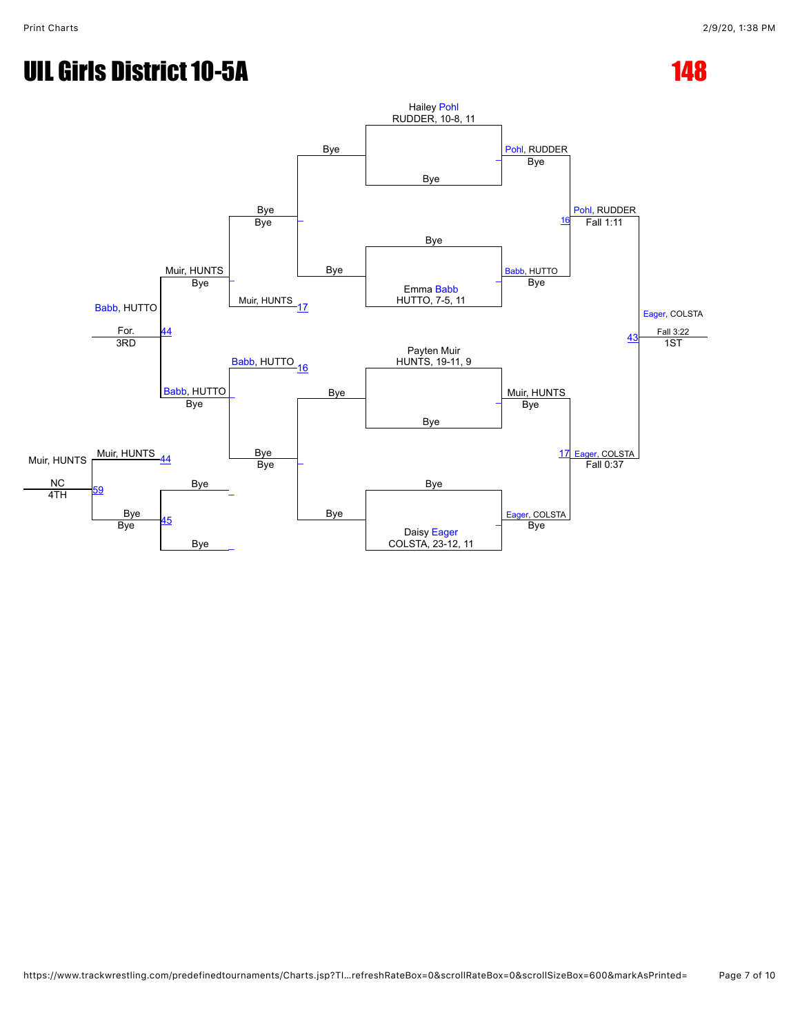# UIL Girls District 10-5A

## 148

### Championship Bracket

**Top half**

- Hailey Pohl, RUDDER, 10-8, 11 vs. Bye — Pohl, RUDDER (Bye)
- Bye vs. Emma Babb, HUTTO, 7-5, 11 — Babb, HUTTO (Bye)
- Pohl, RUDDER vs. Babb, HUTTO (Match 16) — Pohl, RUDDER (Fall 1:11)

**Bottom half**

- Payten Muir, HUNTS, 19-11, 9 vs. Bye — Muir, HUNTS (Bye)
- Bye vs. Daisy Eager, COLSTA, 23-12, 11 — Eager, COLSTA (Bye)
- Muir, HUNTS vs. Eager, COLSTA (Match 17) — Eager, COLSTA (Fall 0:37)

**Final (Match 43)**

- Pohl, RUDDER vs. Eager, COLSTA — Eager, COLSTA (Fall 3:22) — 1ST

### Consolation Bracket

- Bye vs. Bye — Bye
- Bye vs. Bye — Bye
- Bye vs. Muir, HUNTS (Match 17) — Muir, HUNTS (Bye)
- Babb, HUTTO (Match 16) vs. Bye — Babb, HUTTO (Bye)
- Muir, HUNTS vs. Babb, HUTTO (Match 44) — Babb, HUTTO (For.) — 3RD
- Bye vs. Bye (Match 45) — Bye (Bye)
- Muir, HUNTS (Match 44) vs. Bye (Match 59) — Muir, HUNTS (NC) — 4TH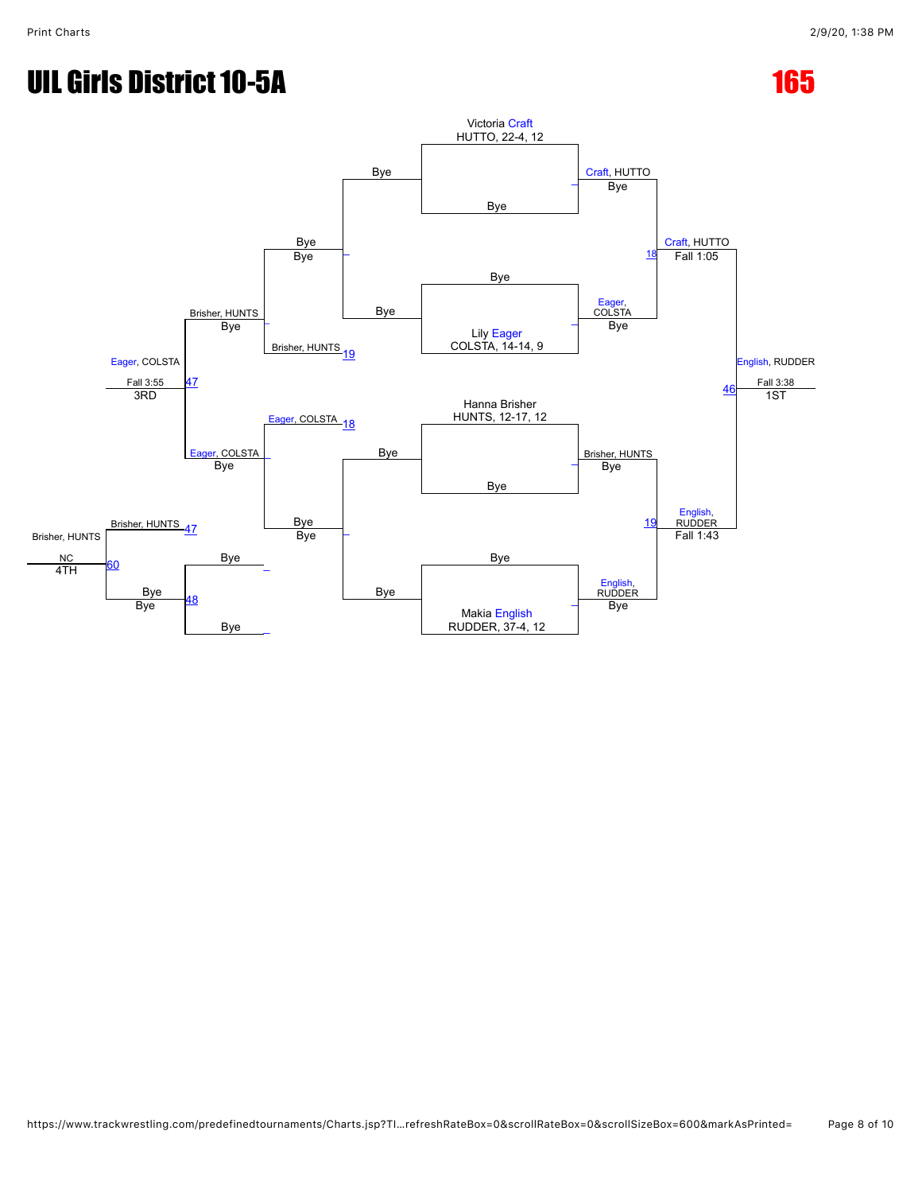# UIL Girls District 10-5A

# 165

## Championship Bracket

**Seeds:**

- Victoria Craft, HUTTO, 22-4, 12 vs. Bye
- Bye vs. Lily Eager, COLSTA, 14-14, 9
- Hanna Brisher, HUNTS, 12-17, 12 vs. Bye
- Bye vs. Makia English, RUDDER, 37-4, 12

**First Round:**

- Craft, HUTTO — Bye
- Eager, COLSTA — Bye
- Brisher, HUNTS — Bye
- English, RUDDER — Bye

**Semifinals:**

- 18 — Craft, HUTTO — Fall 1:05
- 19 — English, RUDDER — Fall 1:43

**Final:**

- 46 — English, RUDDER — Fall 3:38 — 1ST

## Consolation Bracket

- Bye / Bye
- Bye / Bye
- 19 — Brisher, HUNTS
- 18 — Eager, COLSTA
- Brisher, HUNTS — Bye
- Eager, COLSTA — Bye
- 47 — Eager, COLSTA — Fall 3:55 — 3RD

## 4th Place

- 47 — Brisher, HUNTS
- Bye / Bye
- 48 — Bye / Bye
- 60 — Brisher, HUNTS — NC — 4TH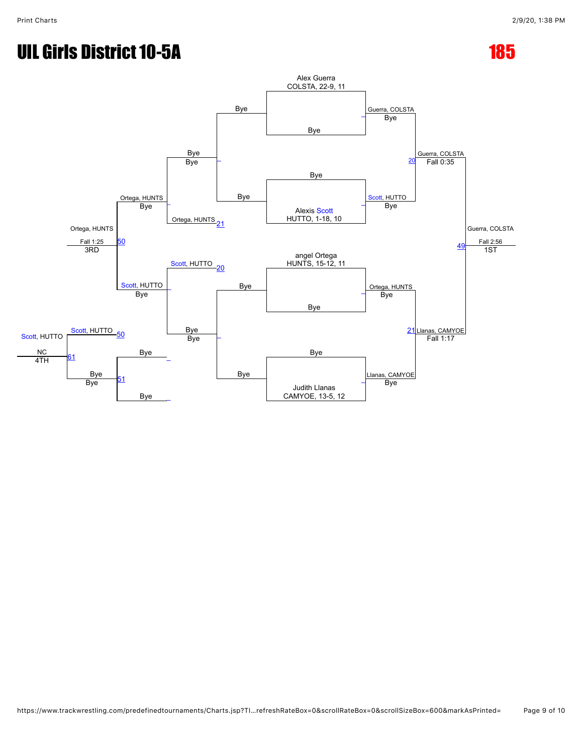# UIL Girls District 10-5A

# 185

## Championship Bracket

**Alex Guerra** — COLSTA, 22-9, 11 vs Bye → Guerra, COLSTA (Bye)

**Bye** vs **Alexis Scott** — HUTTO, 1-18, 10 → Scott, HUTTO (Bye)

Guerra, COLSTA vs Scott, HUTTO → Match 20: Guerra, COLSTA — Fall 0:35

**angel Ortega** — HUNTS, 15-12, 11 vs Bye → Ortega, HUNTS (Bye)

**Bye** vs **Judith Llanas** — CAMYOE, 13-5, 12 → Llanas, CAMYOE (Bye)

Ortega, HUNTS vs Llanas, CAMYOE → Match 21: Llanas, CAMYOE — Fall 1:17

Guerra, COLSTA vs Llanas, CAMYOE → Match 49: Guerra, COLSTA — Fall 2:56 — **1ST**

## Consolation Bracket

Bye vs Bye → Bye (Bye)

Bye vs Ortega, HUNTS (loser of 21) → Ortega, HUNTS (Bye)

Scott, HUTTO (loser of 20) vs Bye → Scott, HUTTO (Bye)

Ortega, HUNTS vs Scott, HUTTO → Match 50: Ortega, HUNTS — Fall 1:25 — **3RD**

Bye vs Bye → Match 51: Bye (Bye)

Scott, HUTTO (loser of 50) vs Bye → Match 61: Scott, HUTTO — NC — **4TH**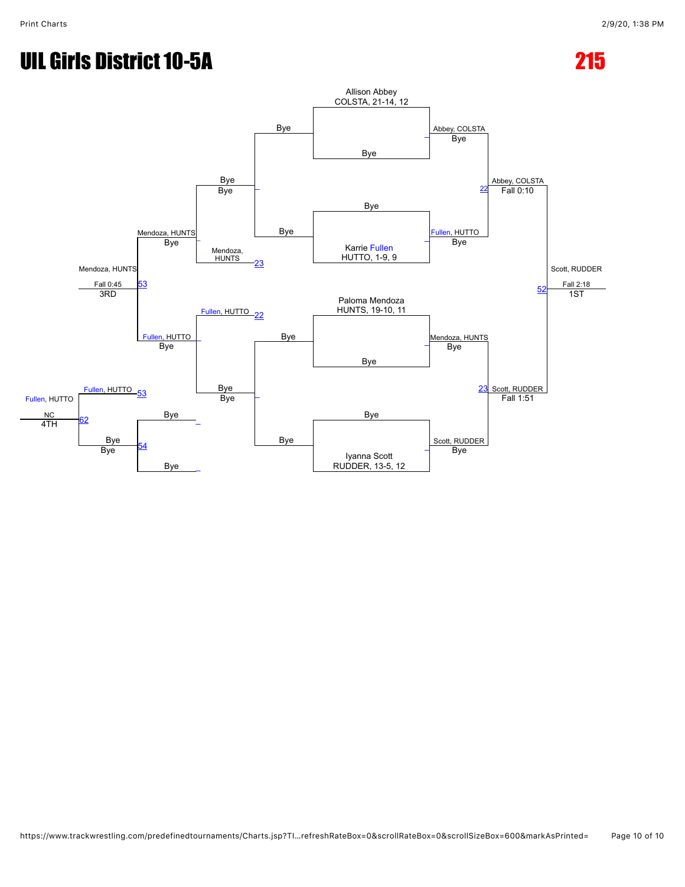# UIL Girls District 10-5A

# 215

Allison Abbey
COLSTA, 21-14, 12

Bye

Bye

Abbey, COLSTA
Bye

Bye
Bye

Abbey, COLSTA
Fall 0:10

22

Bye

Bye

Fullen, HUTTO
Bye

Mendoza, HUNTS
Bye

Karrie Fullen
HUTTO, 1-9, 9

Mendoza, HUNTS

23

Mendoza, HUNTS

Fall 0:45
3RD

53

Scott, RUDDER

52

Fall 2:18
1ST

Paloma Mendoza
HUNTS, 19-10, 11

Fullen, HUTTO

22

Fullen, HUTTO
Bye

Bye

Bye

Mendoza, HUNTS
Bye

Fullen, HUTTO

53

Bye
Bye

23

Scott, RUDDER
Fall 1:51

Fullen, HUTTO

NC
4TH

62

Bye

Bye

Bye

Bye
Bye

54

Bye

Bye

Scott, RUDDER
Bye

Iyanna Scott
RUDDER, 13-5, 12